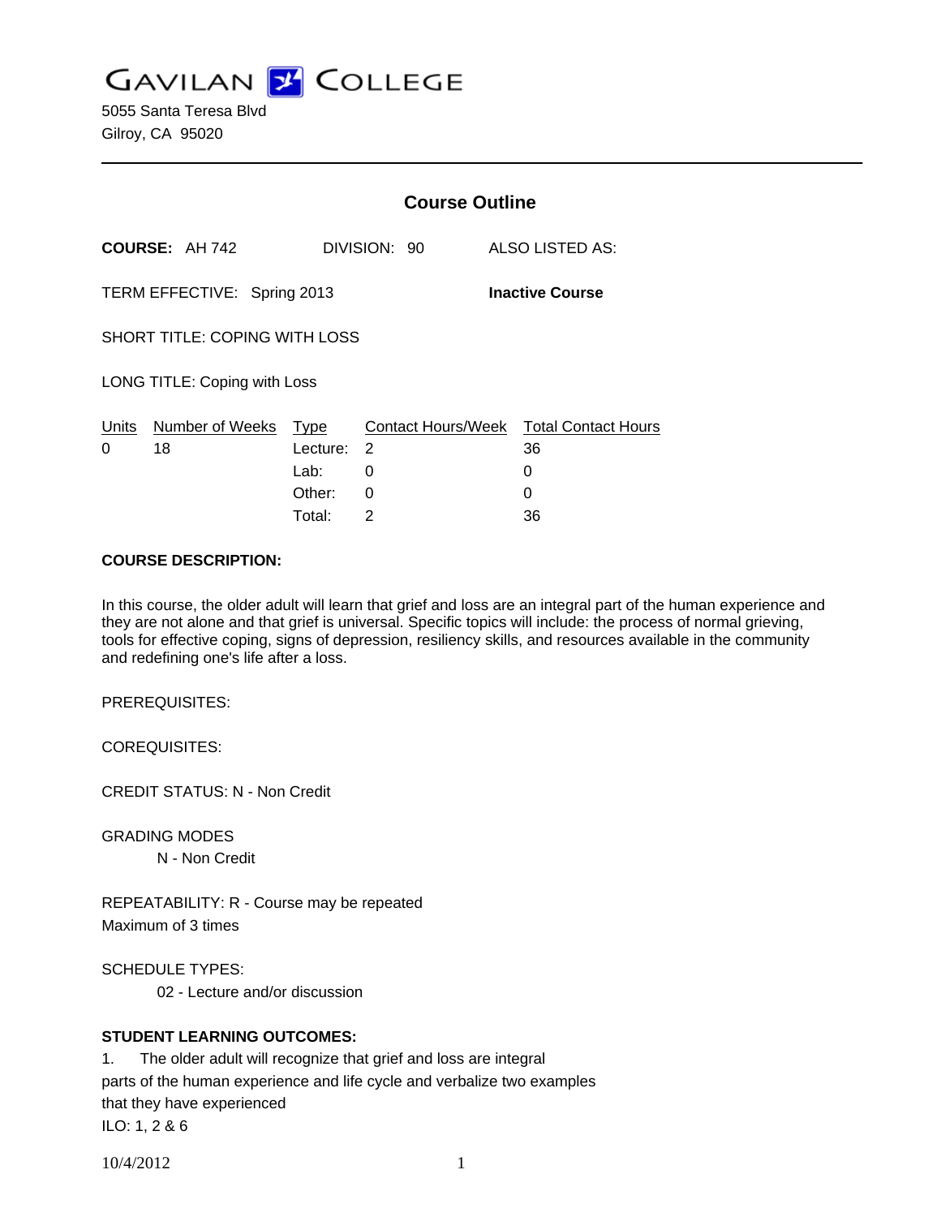# GAVILAN COLLEGE

5055 Santa Teresa Blvd
Gilroy, CA 95020

---

## Course Outline

**COURSE:** AH 742 DIVISION: 90 ALSO LISTED AS:

TERM EFFECTIVE: Spring 2013 **Inactive Course**

SHORT TITLE: COPING WITH LOSS

LONG TITLE: Coping with Loss

| Units | Number of Weeks | Type | Contact Hours/Week | Total Contact Hours |
|---|---|---|---|---|
| 0 | 18 | Lecture: | 2 | 36 |
| | | Lab: | 0 | 0 |
| | | Other: | 0 | 0 |
| | | Total: | 2 | 36 |

**COURSE DESCRIPTION:**

In this course, the older adult will learn that grief and loss are an integral part of the human experience and they are not alone and that grief is universal. Specific topics will include: the process of normal grieving, tools for effective coping, signs of depression, resiliency skills, and resources available in the community and redefining one's life after a loss.

PREREQUISITES:

COREQUISITES:

CREDIT STATUS: N - Non Credit

GRADING MODES
N - Non Credit

REPEATABILITY: R - Course may be repeated
Maximum of 3 times

SCHEDULE TYPES:
02 - Lecture and/or discussion

**STUDENT LEARNING OUTCOMES:**

1. The older adult will recognize that grief and loss are integral parts of the human experience and life cycle and verbalize two examples that they have experienced
ILO: 1, 2 & 6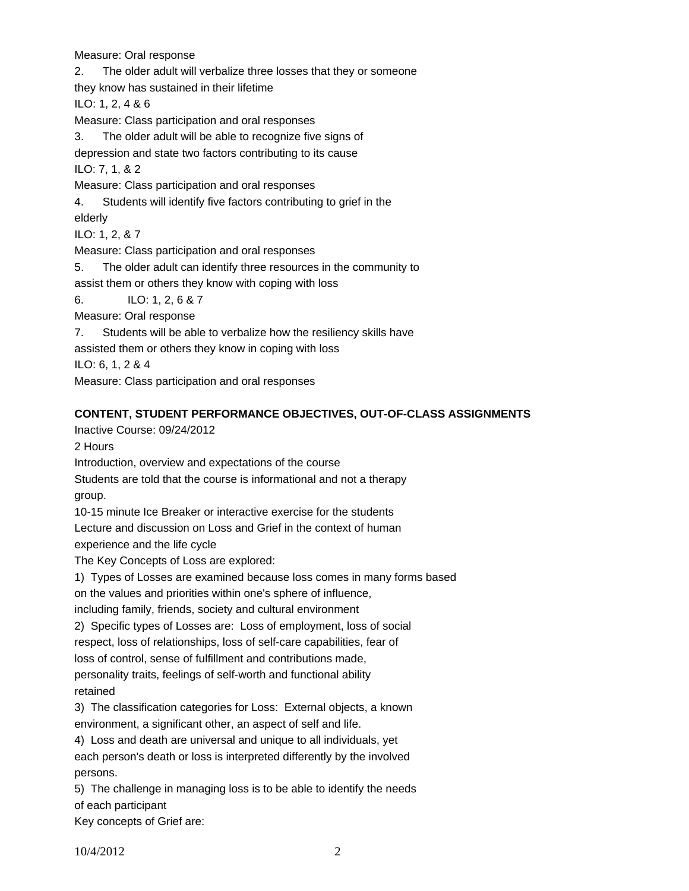Measure: Oral response

2. The older adult will verbalize three losses that they or someone they know has sustained in their lifetime

ILO: 1, 2, 4 & 6

Measure: Class participation and oral responses

3. The older adult will be able to recognize five signs of depression and state two factors contributing to its cause

ILO: 7, 1, & 2

Measure: Class participation and oral responses

4. Students will identify five factors contributing to grief in the elderly

ILO: 1, 2, & 7

Measure: Class participation and oral responses

5. The older adult can identify three resources in the community to assist them or others they know with coping with loss

6. ILO: 1, 2, 6 & 7

Measure: Oral response

7. Students will be able to verbalize how the resiliency skills have assisted them or others they know in coping with loss

ILO: 6, 1, 2 & 4

Measure: Class participation and oral responses

**CONTENT, STUDENT PERFORMANCE OBJECTIVES, OUT-OF-CLASS ASSIGNMENTS**

Inactive Course: 09/24/2012

2 Hours

Introduction, overview and expectations of the course

Students are told that the course is informational and not a therapy group.

10-15 minute Ice Breaker or interactive exercise for the students

Lecture and discussion on Loss and Grief in the context of human experience and the life cycle

The Key Concepts of Loss are explored:

1) Types of Losses are examined because loss comes in many forms based on the values and priorities within one's sphere of influence, including family, friends, society and cultural environment

2) Specific types of Losses are: Loss of employment, loss of social respect, loss of relationships, loss of self-care capabilities, fear of loss of control, sense of fulfillment and contributions made, personality traits, feelings of self-worth and functional ability retained

3) The classification categories for Loss: External objects, a known environment, a significant other, an aspect of self and life.

4) Loss and death are universal and unique to all individuals, yet each person's death or loss is interpreted differently by the involved persons.

5) The challenge in managing loss is to be able to identify the needs of each participant

Key concepts of Grief are: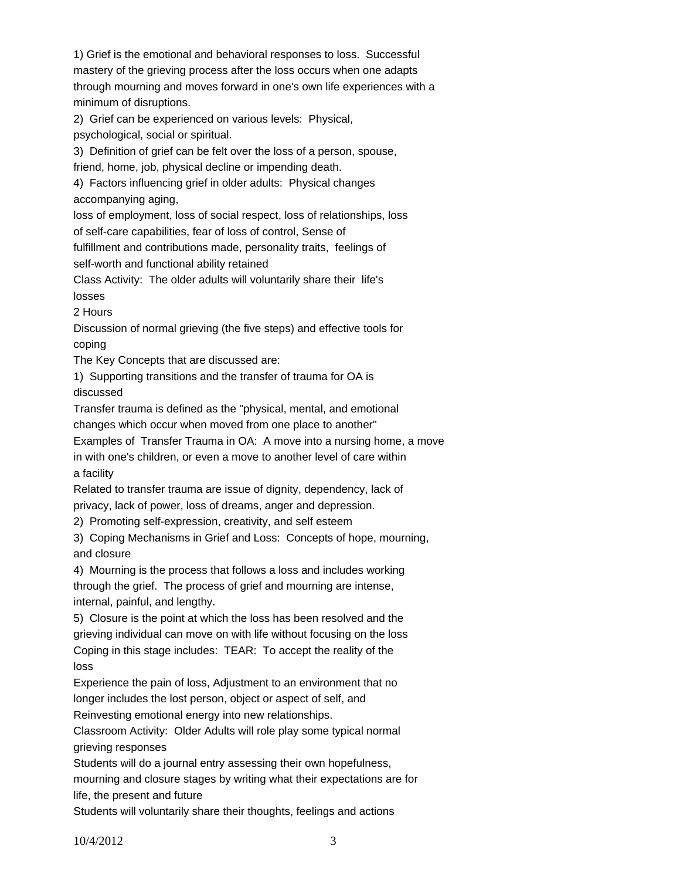1) Grief is the emotional and behavioral responses to loss. Successful mastery of the grieving process after the loss occurs when one adapts through mourning and moves forward in one's own life experiences with a minimum of disruptions.

2) Grief can be experienced on various levels: Physical, psychological, social or spiritual.

3) Definition of grief can be felt over the loss of a person, spouse, friend, home, job, physical decline or impending death.

4) Factors influencing grief in older adults: Physical changes accompanying aging,

loss of employment, loss of social respect, loss of relationships, loss of self-care capabilities, fear of loss of control, Sense of fulfillment and contributions made, personality traits, feelings of self-worth and functional ability retained

Class Activity: The older adults will voluntarily share their life's losses

2 Hours

Discussion of normal grieving (the five steps) and effective tools for coping

The Key Concepts that are discussed are:

1) Supporting transitions and the transfer of trauma for OA is discussed

Transfer trauma is defined as the "physical, mental, and emotional changes which occur when moved from one place to another"

Examples of Transfer Trauma in OA: A move into a nursing home, a move in with one's children, or even a move to another level of care within a facility

Related to transfer trauma are issue of dignity, dependency, lack of privacy, lack of power, loss of dreams, anger and depression.

2) Promoting self-expression, creativity, and self esteem

3) Coping Mechanisms in Grief and Loss: Concepts of hope, mourning, and closure

4) Mourning is the process that follows a loss and includes working through the grief. The process of grief and mourning are intense, internal, painful, and lengthy.

5) Closure is the point at which the loss has been resolved and the grieving individual can move on with life without focusing on the loss

Coping in this stage includes: TEAR: To accept the reality of the loss

Experience the pain of loss, Adjustment to an environment that no longer includes the lost person, object or aspect of self, and Reinvesting emotional energy into new relationships.

Classroom Activity: Older Adults will role play some typical normal grieving responses

Students will do a journal entry assessing their own hopefulness, mourning and closure stages by writing what their expectations are for life, the present and future

Students will voluntarily share their thoughts, feelings and actions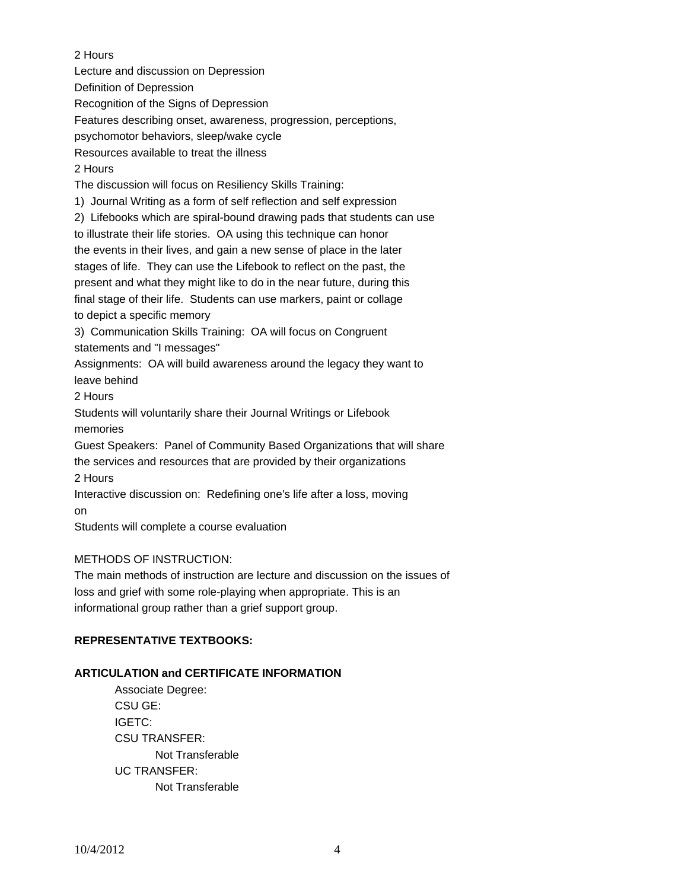2 Hours

Lecture and discussion on Depression

Definition of Depression

Recognition of the Signs of Depression

Features describing onset, awareness, progression, perceptions, psychomotor behaviors, sleep/wake cycle

Resources available to treat the illness

2 Hours

The discussion will focus on Resiliency Skills Training:

1) Journal Writing as a form of self reflection and self expression

2) Lifebooks which are spiral-bound drawing pads that students can use to illustrate their life stories. OA using this technique can honor the events in their lives, and gain a new sense of place in the later stages of life. They can use the Lifebook to reflect on the past, the present and what they might like to do in the near future, during this final stage of their life. Students can use markers, paint or collage to depict a specific memory

3) Communication Skills Training: OA will focus on Congruent statements and "I messages"

Assignments: OA will build awareness around the legacy they want to leave behind

2 Hours

Students will voluntarily share their Journal Writings or Lifebook memories

Guest Speakers: Panel of Community Based Organizations that will share the services and resources that are provided by their organizations

2 Hours

Interactive discussion on: Redefining one's life after a loss, moving on

Students will complete a course evaluation

METHODS OF INSTRUCTION:

The main methods of instruction are lecture and discussion on the issues of loss and grief with some role-playing when appropriate. This is an informational group rather than a grief support group.

**REPRESENTATIVE TEXTBOOKS:**

**ARTICULATION and CERTIFICATE INFORMATION**

Associate Degree:

CSU GE:

IGETC:

CSU TRANSFER:

Not Transferable

UC TRANSFER:

Not Transferable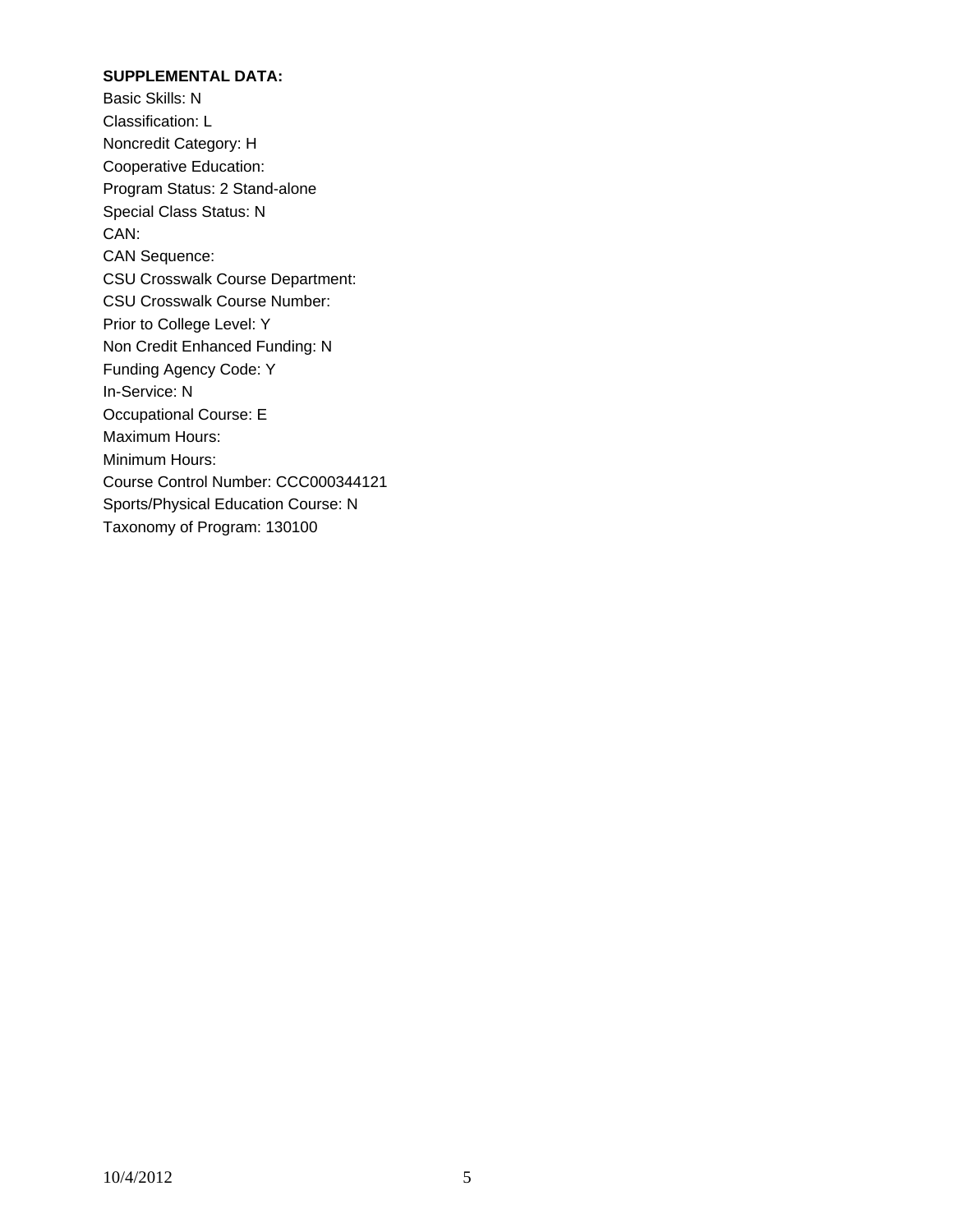**SUPPLEMENTAL DATA:**

Basic Skills: N
Classification: L
Noncredit Category: H
Cooperative Education:
Program Status: 2 Stand-alone
Special Class Status: N
CAN:
CAN Sequence:
CSU Crosswalk Course Department:
CSU Crosswalk Course Number:
Prior to College Level: Y
Non Credit Enhanced Funding: N
Funding Agency Code: Y
In-Service: N
Occupational Course: E
Maximum Hours:
Minimum Hours:
Course Control Number: CCC000344121
Sports/Physical Education Course: N
Taxonomy of Program: 130100